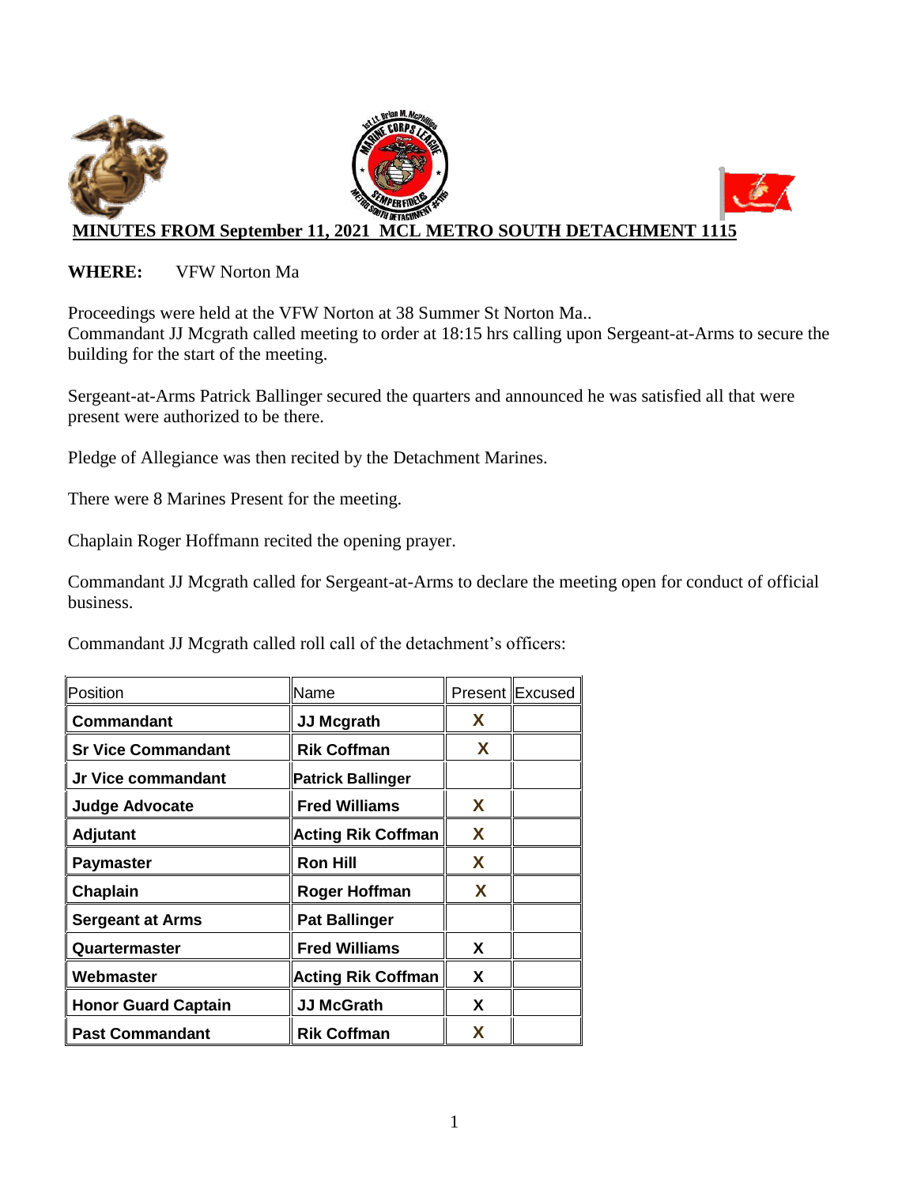# MINUTES FROM September 11, 2021 MCL METRO SOUTH DETACHMENT 1115

**WHERE:** VFW Norton Ma

Proceedings were held at the VFW Norton at 38 Summer St Norton Ma..
Commandant JJ Mcgrath called meeting to order at 18:15 hrs calling upon Sergeant-at-Arms to secure the building for the start of the meeting.

Sergeant-at-Arms Patrick Ballinger secured the quarters and announced he was satisfied all that were present were authorized to be there.

Pledge of Allegiance was then recited by the Detachment Marines.

There were 8 Marines Present for the meeting.

Chaplain Roger Hoffmann recited the opening prayer.

Commandant JJ Mcgrath called for Sergeant-at-Arms to declare the meeting open for conduct of official business.

Commandant JJ Mcgrath called roll call of the detachment's officers:

| Position | Name | Present | Excused |
|---|---|---|---|
| **Commandant** | **JJ Mcgrath** | X | |
| **Sr Vice Commandant** | **Rik Coffman** | X | |
| **Jr Vice commandant** | **Patrick Ballinger** | | |
| **Judge Advocate** | **Fred Williams** | X | |
| **Adjutant** | **Acting Rik Coffman** | X | |
| **Paymaster** | **Ron Hill** | X | |
| **Chaplain** | **Roger Hoffman** | X | |
| **Sergeant at Arms** | **Pat Ballinger** | | |
| **Quartermaster** | **Fred Williams** | X | |
| **Webmaster** | **Acting Rik Coffman** | X | |
| **Honor Guard Captain** | **JJ McGrath** | X | |
| **Past Commandant** | **Rik Coffman** | X | |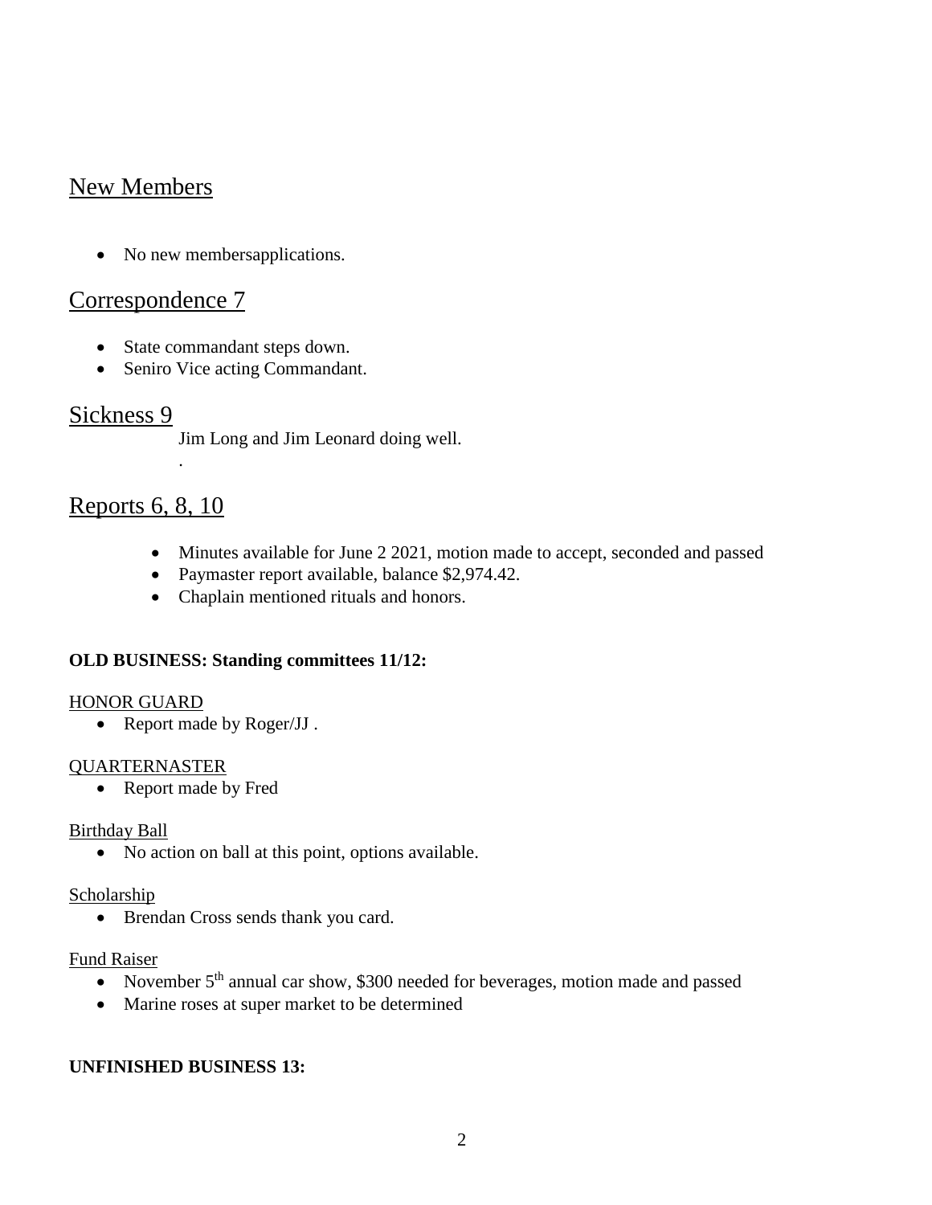## New Members

- No new membersapplications.

## Correspondence 7

- State commandant steps down.
- Seniro Vice acting Commandant.

## Sickness 9

Jim Long and Jim Leonard doing well.

.

## Reports 6, 8, 10

- Minutes available for June 2 2021, motion made to accept, seconded and passed
- Paymaster report available, balance $2,974.42.
- Chaplain mentioned rituals and honors.

**OLD BUSINESS: Standing committees 11/12:**

HONOR GUARD

- Report made by Roger/JJ .

QUARTERNASTER

- Report made by Fred

Birthday Ball

- No action on ball at this point, options available.

Scholarship

- Brendan Cross sends thank you card.

Fund Raiser

- November 5th annual car show, $300 needed for beverages, motion made and passed
- Marine roses at super market to be determined

**UNFINISHED BUSINESS 13:**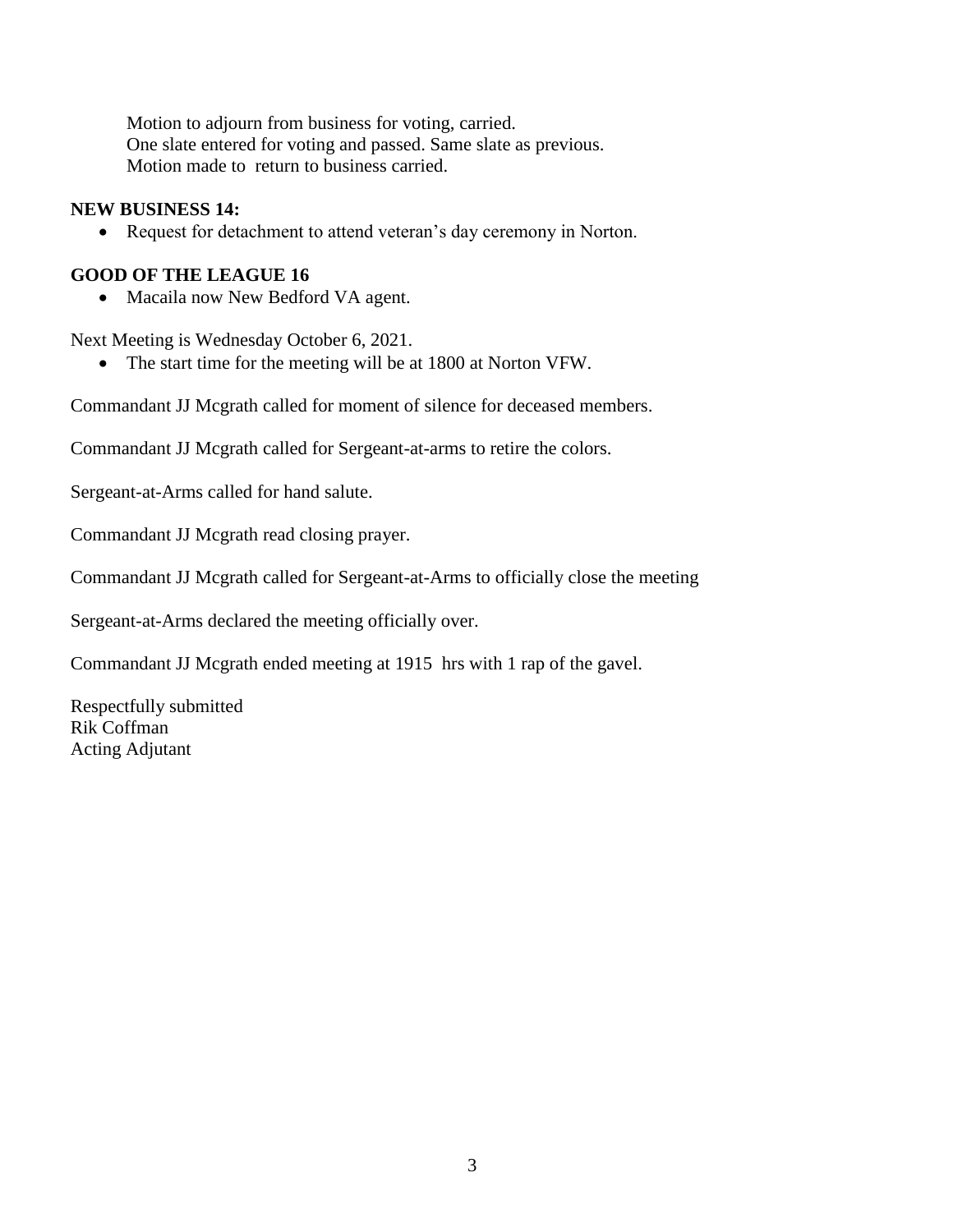Motion to adjourn from business for voting, carried.
One slate entered for voting and passed. Same slate as previous.
Motion made to return to business carried.

**NEW BUSINESS 14:**

- Request for detachment to attend veteran's day ceremony in Norton.

**GOOD OF THE LEAGUE 16**

- Macaila now New Bedford VA agent.

Next Meeting is Wednesday October 6, 2021.

- The start time for the meeting will be at 1800 at Norton VFW.

Commandant JJ Mcgrath called for moment of silence for deceased members.

Commandant JJ Mcgrath called for Sergeant-at-arms to retire the colors.

Sergeant-at-Arms called for hand salute.

Commandant JJ Mcgrath read closing prayer.

Commandant JJ Mcgrath called for Sergeant-at-Arms to officially close the meeting

Sergeant-at-Arms declared the meeting officially over.

Commandant JJ Mcgrath ended meeting at 1915 hrs with 1 rap of the gavel.

Respectfully submitted
Rik Coffman
Acting Adjutant